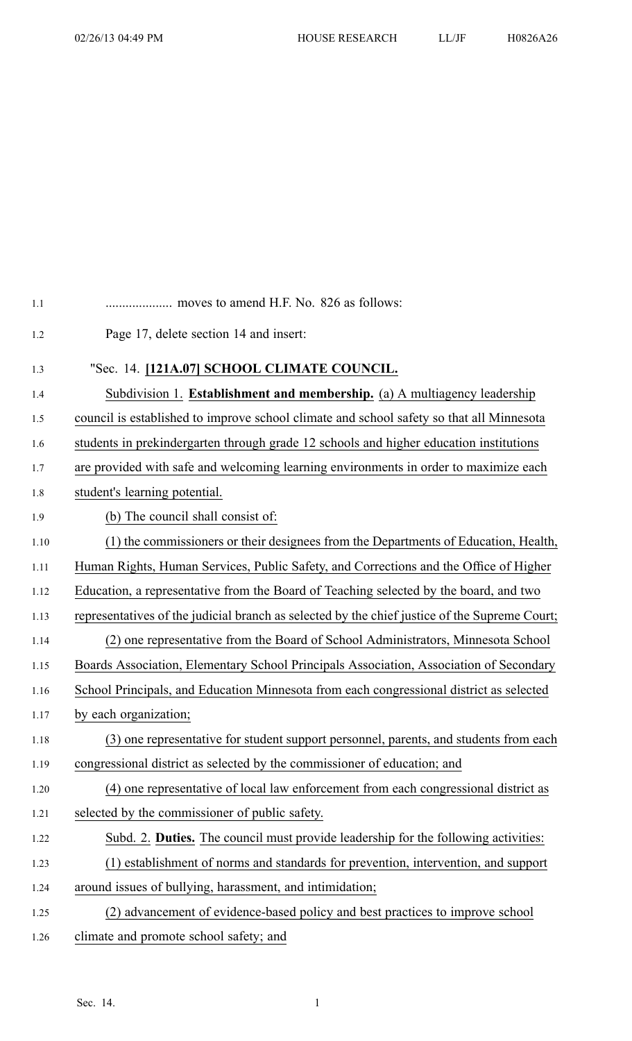.................... moves to amend H.F. No. 826 as follows:

Page 17, delete section 14 and insert:

"Sec. 14. **[121A.07] SCHOOL CLIMATE COUNCIL.**

Subdivision 1. **Establishment and membership.** (a) A multiagency leadership council is established to improve school climate and school safety so that all Minnesota students in prekindergarten through grade 12 schools and higher education institutions are provided with safe and welcoming learning environments in order to maximize each student's learning potential.

(b) The council shall consist of:

(1) the commissioners or their designees from the Departments of Education, Health, Human Rights, Human Services, Public Safety, and Corrections and the Office of Higher Education, a representative from the Board of Teaching selected by the board, and two representatives of the judicial branch as selected by the chief justice of the Supreme Court;

(2) one representative from the Board of School Administrators, Minnesota School Boards Association, Elementary School Principals Association, Association of Secondary School Principals, and Education Minnesota from each congressional district as selected by each organization;

(3) one representative for student support personnel, parents, and students from each congressional district as selected by the commissioner of education; and

(4) one representative of local law enforcement from each congressional district as selected by the commissioner of public safety.

Subd. 2. **Duties.** The council must provide leadership for the following activities:

(1) establishment of norms and standards for prevention, intervention, and support around issues of bullying, harassment, and intimidation;

(2) advancement of evidence-based policy and best practices to improve school climate and promote school safety; and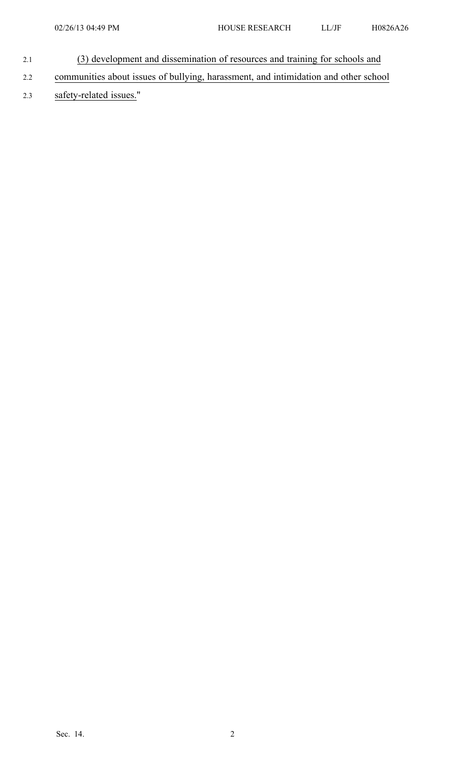(3) development and dissemination of resources and training for schools and communities about issues of bullying, harassment, and intimidation and other school safety-related issues."